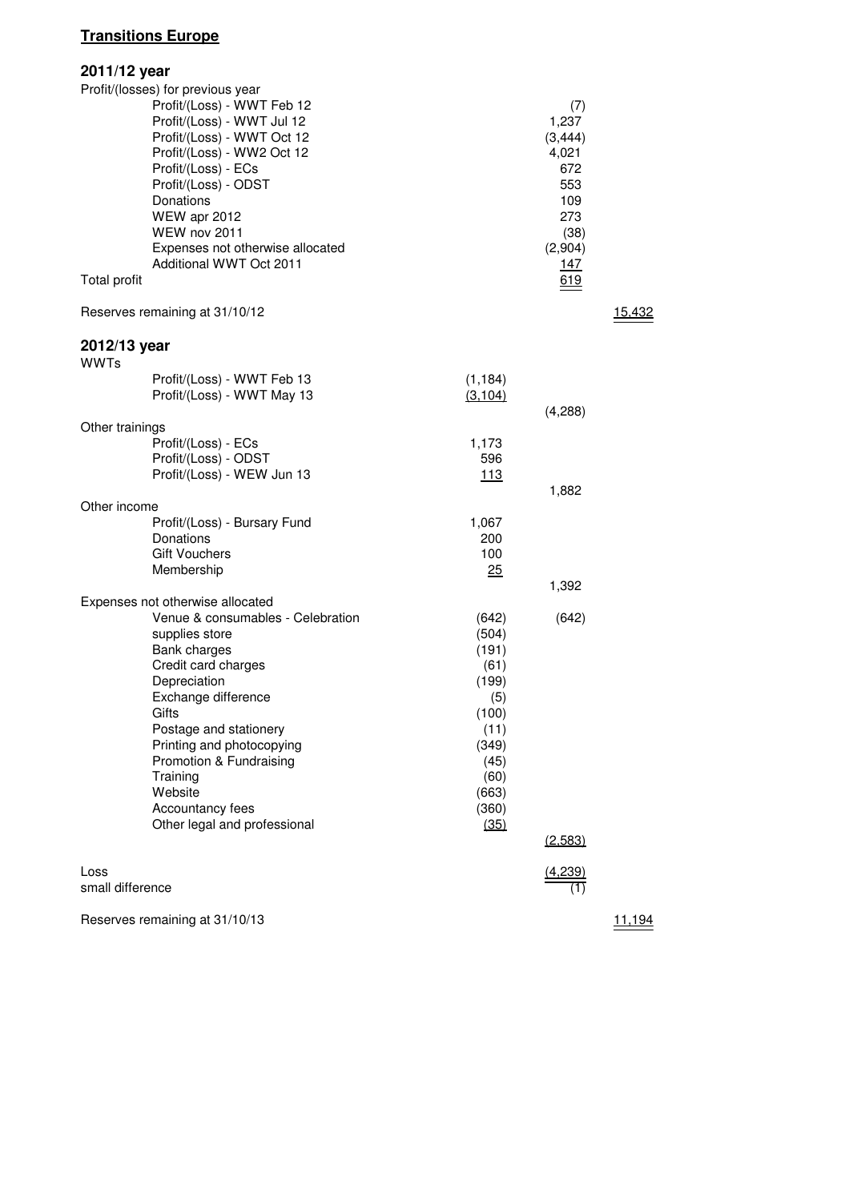# Transitions Europe

## 2011/12 year

| | | | |
|---|---|---|---|
| Profit/(losses) for previous year | | | |
| Profit/(Loss) - WWT Feb 12 | | (7) | |
| Profit/(Loss) - WWT Jul 12 | | 1,237 | |
| Profit/(Loss) - WWT Oct 12 | | (3,444) | |
| Profit/(Loss) - WW2 Oct 12 | | 4,021 | |
| Profit/(Loss) - ECs | | 672 | |
| Profit/(Loss) - ODST | | 553 | |
| Donations | | 109 | |
| WEW apr 2012 | | 273 | |
| WEW nov 2011 | | (38) | |
| Expenses not otherwise allocated | | (2,904) | |
| Additional WWT Oct 2011 | | 147 | |
| Total profit | | 619 | |
| | | | |
| Reserves remaining at 31/10/12 | | | 15,432 |

## 2012/13 year

| | | | |
|---|---|---|---|
| WWTs | | | |
| Profit/(Loss) - WWT Feb 13 | (1,184) | | |
| Profit/(Loss) - WWT May 13 | (3,104) | | |
| | | (4,288) | |
| Other trainings | | | |
| Profit/(Loss) - ECs | 1,173 | | |
| Profit/(Loss) - ODST | 596 | | |
| Profit/(Loss) - WEW Jun 13 | 113 | | |
| | | 1,882 | |
| Other income | | | |
| Profit/(Loss) - Bursary Fund | 1,067 | | |
| Donations | 200 | | |
| Gift Vouchers | 100 | | |
| Membership | 25 | | |
| | | 1,392 | |
| Expenses not otherwise allocated | | | |
| Venue & consumables - Celebration | (642) | (642) | |
| supplies store | (504) | | |
| Bank charges | (191) | | |
| Credit card charges | (61) | | |
| Depreciation | (199) | | |
| Exchange difference | (5) | | |
| Gifts | (100) | | |
| Postage and stationery | (11) | | |
| Printing and photocopying | (349) | | |
| Promotion & Fundraising | (45) | | |
| Training | (60) | | |
| Website | (663) | | |
| Accountancy fees | (360) | | |
| Other legal and professional | (35) | | |
| | | (2,583) | |
| | | | |
| Loss | | (4,239) | |
| small difference | | (1) | |
| | | | |
| Reserves remaining at 31/10/13 | | | 11,194 |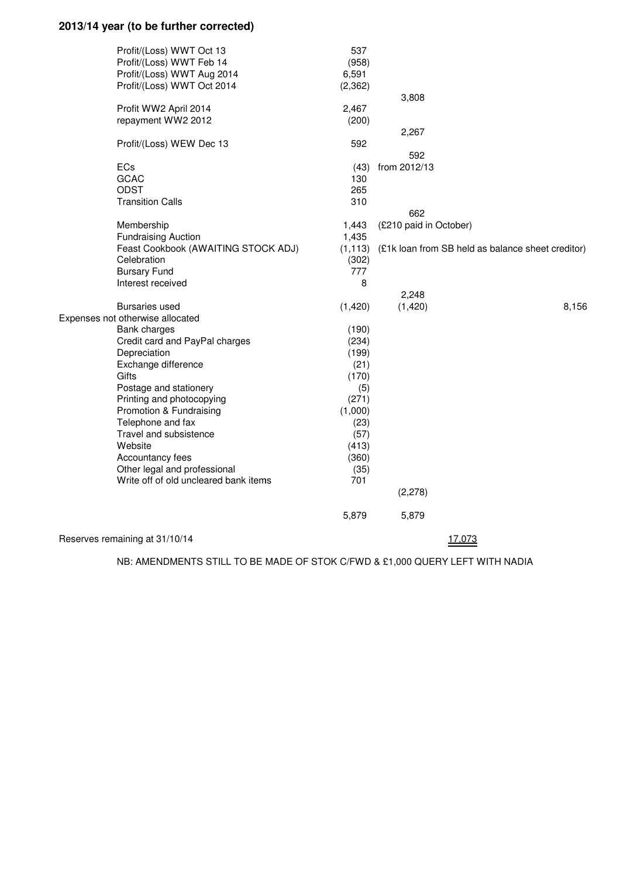**2013/14 year (to be further corrected)**

| | | | | |
|---|---|---|---|---|
| | Profit/(Loss) WWT Oct 13 | 537 | | |
| | Profit/(Loss) WWT Feb 14 | (958) | | |
| | Profit/(Loss) WWT Aug 2014 | 6,591 | | |
| | Profit/(Loss) WWT Oct 2014 | (2,362) | | |
| | | | 3,808 | |
| | Profit WW2 April 2014 | 2,467 | | |
| | repayment WW2 2012 | (200) | | |
| | | | 2,267 | |
| | Profit/(Loss) WEW Dec 13 | 592 | | |
| | | | 592 | |
| | ECs | (43) | from 2012/13 | |
| | GCAC | 130 | | |
| | ODST | 265 | | |
| | Transition Calls | 310 | | |
| | | | 662 | |
| | Membership | 1,443 | (£210 paid in October) | |
| | Fundraising Auction | 1,435 | | |
| | Feast Cookbook (AWAITING STOCK ADJ) | (1,113) | (£1k loan from SB held as balance sheet creditor) | |
| | Celebration | (302) | | |
| | Bursary Fund | 777 | | |
| | Interest received | 8 | | |
| | | | 2,248 | |
| | Bursaries used | (1,420) | (1,420) | 8,156 |
| Expenses not otherwise allocated | | | | |
| | Bank charges | (190) | | |
| | Credit card and PayPal charges | (234) | | |
| | Depreciation | (199) | | |
| | Exchange difference | (21) | | |
| | Gifts | (170) | | |
| | Postage and stationery | (5) | | |
| | Printing and photocopying | (271) | | |
| | Promotion & Fundraising | (1,000) | | |
| | Telephone and fax | (23) | | |
| | Travel and subsistence | (57) | | |
| | Website | (413) | | |
| | Accountancy fees | (360) | | |
| | Other legal and professional | (35) | | |
| | Write off of old uncleared bank items | 701 | | |
| | | | (2,278) | |
| | | 5,879 | 5,879 | |
| Reserves remaining at 31/10/14 | | | | 17,073 |

NB: AMENDMENTS STILL TO BE MADE OF STOK C/FWD & £1,000 QUERY LEFT WITH NADIA